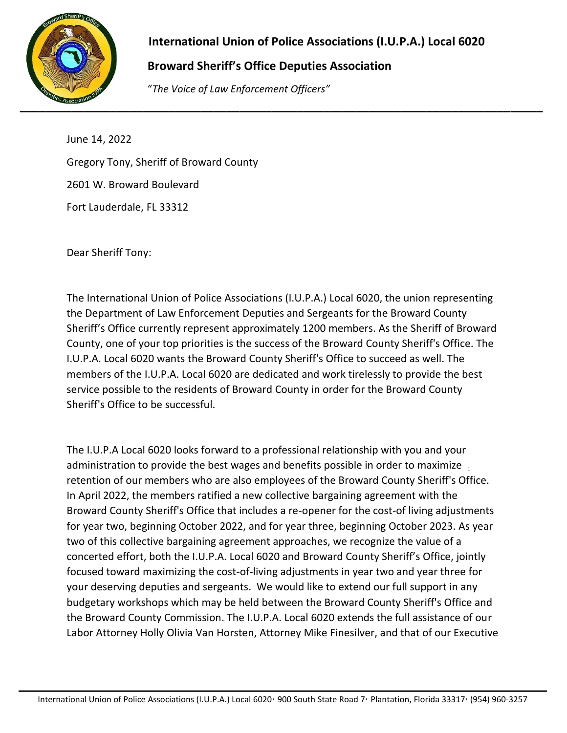**International Union of Police Associations (I.U.P.A.) Local 6020**

**Broward Sheriff's Office Deputies Association**

*"The Voice of Law Enforcement Officers"*

June 14, 2022

Gregory Tony, Sheriff of Broward County

2601 W. Broward Boulevard

Fort Lauderdale, FL 33312

Dear Sheriff Tony:

The International Union of Police Associations (I.U.P.A.) Local 6020, the union representing the Department of Law Enforcement Deputies and Sergeants for the Broward County Sheriff's Office currently represent approximately 1200 members. As the Sheriff of Broward County, one of your top priorities is the success of the Broward County Sheriff's Office. The I.U.P.A. Local 6020 wants the Broward County Sheriff's Office to succeed as well. The members of the I.U.P.A. Local 6020 are dedicated and work tirelessly to provide the best service possible to the residents of Broward County in order for the Broward County Sheriff's Office to be successful.

The I.U.P.A Local 6020 looks forward to a professional relationship with you and your administration to provide the best wages and benefits possible in order to maximize retention of our members who are also employees of the Broward County Sheriff's Office. In April 2022, the members ratified a new collective bargaining agreement with the Broward County Sheriff's Office that includes a re-opener for the cost-of living adjustments for year two, beginning October 2022, and for year three, beginning October 2023. As year two of this collective bargaining agreement approaches, we recognize the value of a concerted effort, both the I.U.P.A. Local 6020 and Broward County Sheriff's Office, jointly focused toward maximizing the cost-of-living adjustments in year two and year three for your deserving deputies and sergeants. We would like to extend our full support in any budgetary workshops which may be held between the Broward County Sheriff's Office and the Broward County Commission. The I.U.P.A. Local 6020 extends the full assistance of our Labor Attorney Holly Olivia Van Horsten, Attorney Mike Finesilver, and that of our Executive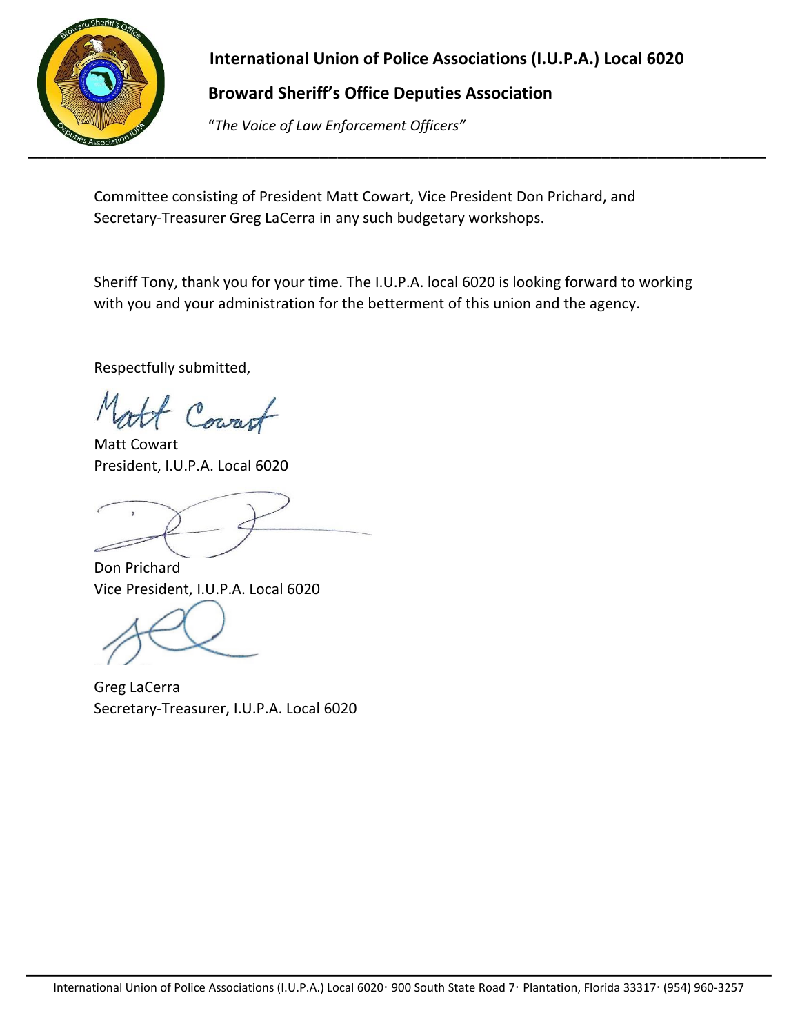**International Union of Police Associations (I.U.P.A.) Local 6020**

**Broward Sheriff's Office Deputies Association**

*"The Voice of Law Enforcement Officers"*

Committee consisting of President Matt Cowart, Vice President Don Prichard, and Secretary-Treasurer Greg LaCerra in any such budgetary workshops.

Sheriff Tony, thank you for your time. The I.U.P.A. local 6020 is looking forward to working with you and your administration for the betterment of this union and the agency.

Respectfully submitted,

Matt Cowart
President, I.U.P.A. Local 6020

Don Prichard
Vice President, I.U.P.A. Local 6020

Greg LaCerra
Secretary-Treasurer, I.U.P.A. Local 6020

International Union of Police Associations (I.U.P.A.) Local 6020· 900 South State Road 7· Plantation, Florida 33317· (954) 960-3257